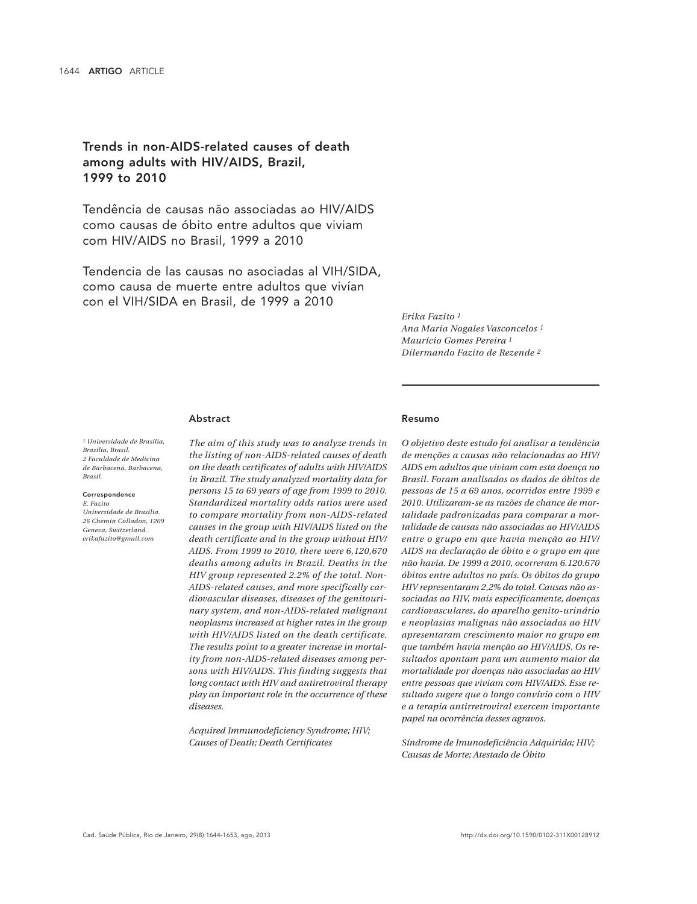# Trends in non-AIDS-related causes of death among adults with HIV/AIDS, Brazil, 1999 to 2010

## Tendência de causas não associadas ao HIV/AIDS como causas de óbito entre adultos que viviam com HIV/AIDS no Brasil, 1999 a 2010

## Tendencia de las causas no asociadas al VIH/SIDA, como causa de muerte entre adultos que vivían con el VIH/SIDA en Brasil, de 1999 a 2010

*Erika Fazito [1]*
*Ana Maria Nogales Vasconcelos [1]*
*Maurício Gomes Pereira [1]*
*Dilermando Fazito de Rezende [2]*

*[1] Universidade de Brasília, Brasília, Brasil.*
*[2] Faculdade de Medicina de Barbacena, Barbacena, Brasil.*

**Correspondence**
*E. Fazito*
*Universidade de Brasília.*
*26 Chemin Colladon, 1209 Geneva, Switzerland.*
*erikafazito@gmail.com*

### Abstract

*The aim of this study was to analyze trends in the listing of non-AIDS-related causes of death on the death certificates of adults with HIV/AIDS in Brazil. The study analyzed mortality data for persons 15 to 69 years of age from 1999 to 2010. Standardized mortality odds ratios were used to compare mortality from non-AIDS-related causes in the group with HIV/AIDS listed on the death certificate and in the group without HIV/AIDS. From 1999 to 2010, there were 6,120,670 deaths among adults in Brazil. Deaths in the HIV group represented 2.2% of the total. Non-AIDS-related causes, and more specifically cardiovascular diseases, diseases of the genitourinary system, and non-AIDS-related malignant neoplasms increased at higher rates in the group with HIV/AIDS listed on the death certificate. The results point to a greater increase in mortality from non-AIDS-related diseases among persons with HIV/AIDS. This finding suggests that long contact with HIV and antiretroviral therapy play an important role in the occurrence of these diseases.*

*Acquired Immunodeficiency Syndrome; HIV; Causes of Death; Death Certificates*

### Resumo

*O objetivo deste estudo foi analisar a tendência de menções a causas não relacionadas ao HIV/AIDS em adultos que viviam com esta doença no Brasil. Foram analisados os dados de óbitos de pessoas de 15 a 69 anos, ocorridos entre 1999 e 2010. Utilizaram-se as razões de chance de mortalidade padronizadas para comparar a mortalidade de causas não associadas ao HIV/AIDS entre o grupo em que havia menção ao HIV/AIDS na declaração de óbito e o grupo em que não havia. De 1999 a 2010, ocorreram 6.120.670 óbitos entre adultos no país. Os óbitos do grupo HIV representaram 2,2% do total. Causas não associadas ao HIV, mais especificamente, doenças cardiovasculares, do aparelho genito-urinário e neoplasias malignas não associadas ao HIV apresentaram crescimento maior no grupo em que também havia menção ao HIV/AIDS. Os resultados apontam para um aumento maior da mortalidade por doenças não associadas ao HIV entre pessoas que viviam com HIV/AIDS. Esse resultado sugere que o longo convívio com o HIV e a terapia antirretroviral exercem importante papel na ocorrência desses agravos.*

*Síndrome de Imunodeficiência Adquirida; HIV; Causas de Morte; Atestado de Óbito*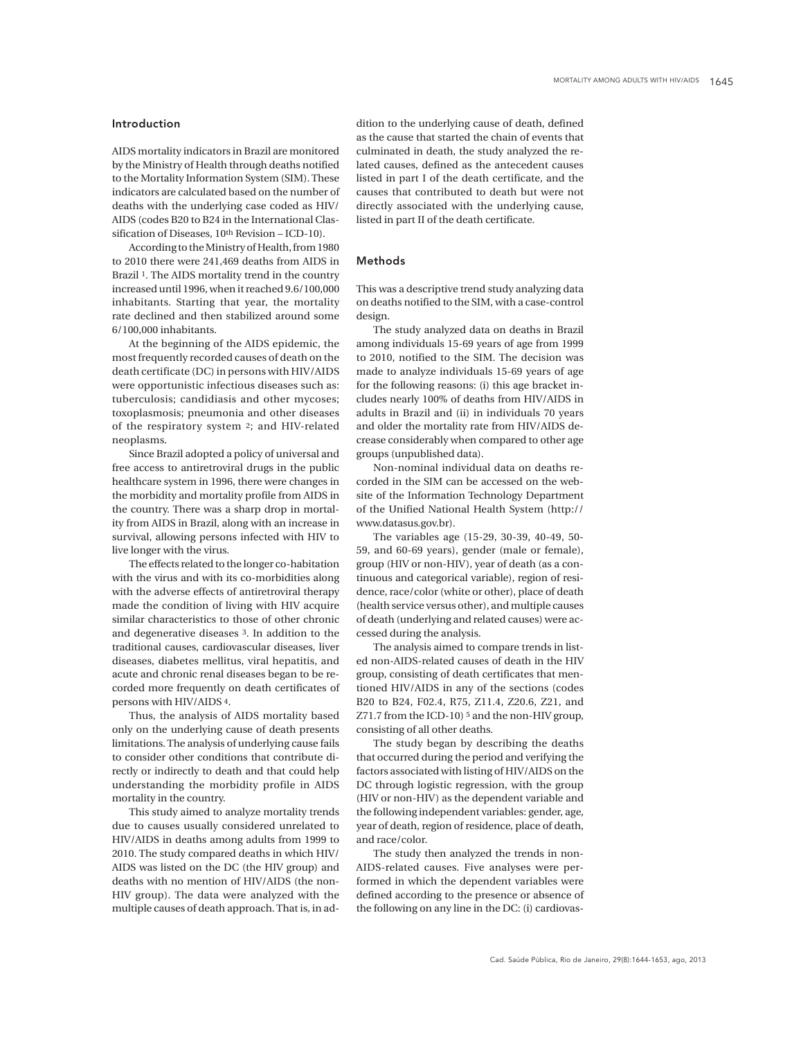## Introduction

AIDS mortality indicators in Brazil are monitored by the Ministry of Health through deaths notified to the Mortality Information System (SIM). These indicators are calculated based on the number of deaths with the underlying case coded as HIV/AIDS (codes B20 to B24 in the International Classification of Diseases, 10th Revision – ICD-10).

According to the Ministry of Health, from 1980 to 2010 there were 241,469 deaths from AIDS in Brazil [1]. The AIDS mortality trend in the country increased until 1996, when it reached 9.6/100,000 inhabitants. Starting that year, the mortality rate declined and then stabilized around some 6/100,000 inhabitants.

At the beginning of the AIDS epidemic, the most frequently recorded causes of death on the death certificate (DC) in persons with HIV/AIDS were opportunistic infectious diseases such as: tuberculosis; candidiasis and other mycoses; toxoplasmosis; pneumonia and other diseases of the respiratory system [2]; and HIV-related neoplasms.

Since Brazil adopted a policy of universal and free access to antiretroviral drugs in the public healthcare system in 1996, there were changes in the morbidity and mortality profile from AIDS in the country. There was a sharp drop in mortality from AIDS in Brazil, along with an increase in survival, allowing persons infected with HIV to live longer with the virus.

The effects related to the longer co-habitation with the virus and with its co-morbidities along with the adverse effects of antiretroviral therapy made the condition of living with HIV acquire similar characteristics to those of other chronic and degenerative diseases [3]. In addition to the traditional causes, cardiovascular diseases, liver diseases, diabetes mellitus, viral hepatitis, and acute and chronic renal diseases began to be recorded more frequently on death certificates of persons with HIV/AIDS [4].

Thus, the analysis of AIDS mortality based only on the underlying cause of death presents limitations. The analysis of underlying cause fails to consider other conditions that contribute directly or indirectly to death and that could help understanding the morbidity profile in AIDS mortality in the country.

This study aimed to analyze mortality trends due to causes usually considered unrelated to HIV/AIDS in deaths among adults from 1999 to 2010. The study compared deaths in which HIV/AIDS was listed on the DC (the HIV group) and deaths with no mention of HIV/AIDS (the non-HIV group). The data were analyzed with the multiple causes of death approach. That is, in addition to the underlying cause of death, defined as the cause that started the chain of events that culminated in death, the study analyzed the related causes, defined as the antecedent causes listed in part I of the death certificate, and the causes that contributed to death but were not directly associated with the underlying cause, listed in part II of the death certificate.

## Methods

This was a descriptive trend study analyzing data on deaths notified to the SIM, with a case-control design.

The study analyzed data on deaths in Brazil among individuals 15-69 years of age from 1999 to 2010, notified to the SIM. The decision was made to analyze individuals 15-69 years of age for the following reasons: (i) this age bracket includes nearly 100% of deaths from HIV/AIDS in adults in Brazil and (ii) in individuals 70 years and older the mortality rate from HIV/AIDS decrease considerably when compared to other age groups (unpublished data).

Non-nominal individual data on deaths recorded in the SIM can be accessed on the website of the Information Technology Department of the Unified National Health System (http://www.datasus.gov.br).

The variables age (15-29, 30-39, 40-49, 50-59, and 60-69 years), gender (male or female), group (HIV or non-HIV), year of death (as a continuous and categorical variable), region of residence, race/color (white or other), place of death (health service versus other), and multiple causes of death (underlying and related causes) were accessed during the analysis.

The analysis aimed to compare trends in listed non-AIDS-related causes of death in the HIV group, consisting of death certificates that mentioned HIV/AIDS in any of the sections (codes B20 to B24, F02.4, R75, Z11.4, Z20.6, Z21, and Z71.7 from the ICD-10) [5] and the non-HIV group, consisting of all other deaths.

The study began by describing the deaths that occurred during the period and verifying the factors associated with listing of HIV/AIDS on the DC through logistic regression, with the group (HIV or non-HIV) as the dependent variable and the following independent variables: gender, age, year of death, region of residence, place of death, and race/color.

The study then analyzed the trends in non-AIDS-related causes. Five analyses were performed in which the dependent variables were defined according to the presence or absence of the following on any line in the DC: (i) cardiovas-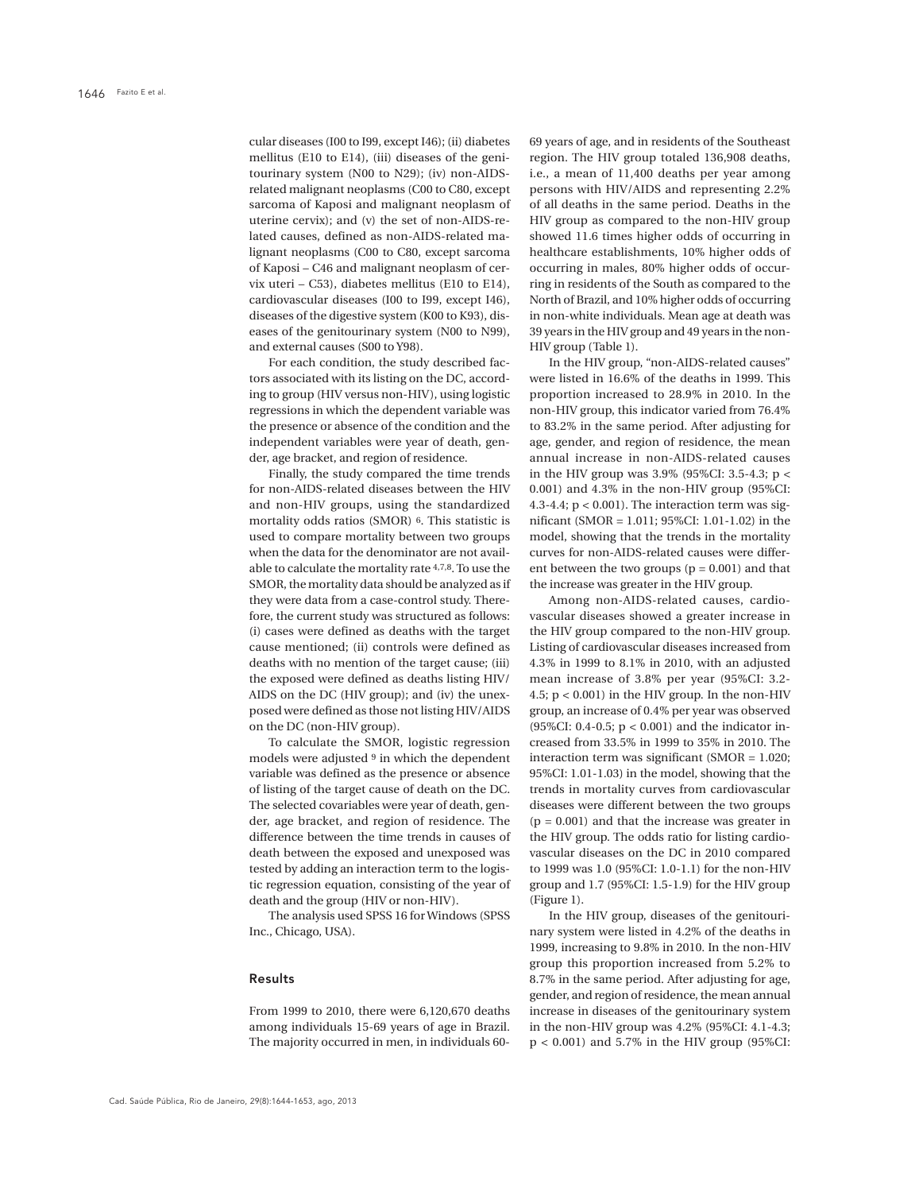cular diseases (I00 to I99, except I46); (ii) diabetes mellitus (E10 to E14), (iii) diseases of the genitourinary system (N00 to N29); (iv) non-AIDS-related malignant neoplasms (C00 to C80, except sarcoma of Kaposi and malignant neoplasm of uterine cervix); and (v) the set of non-AIDS-related causes, defined as non-AIDS-related malignant neoplasms (C00 to C80, except sarcoma of Kaposi – C46 and malignant neoplasm of cervix uteri – C53), diabetes mellitus (E10 to E14), cardiovascular diseases (I00 to I99, except I46), diseases of the digestive system (K00 to K93), diseases of the genitourinary system (N00 to N99), and external causes (S00 to Y98).

For each condition, the study described factors associated with its listing on the DC, according to group (HIV versus non-HIV), using logistic regressions in which the dependent variable was the presence or absence of the condition and the independent variables were year of death, gender, age bracket, and region of residence.

Finally, the study compared the time trends for non-AIDS-related diseases between the HIV and non-HIV groups, using the standardized mortality odds ratios (SMOR) [6]. This statistic is used to compare mortality between two groups when the data for the denominator are not available to calculate the mortality rate [4,7,8]. To use the SMOR, the mortality data should be analyzed as if they were data from a case-control study. Therefore, the current study was structured as follows: (i) cases were defined as deaths with the target cause mentioned; (ii) controls were defined as deaths with no mention of the target cause; (iii) the exposed were defined as deaths listing HIV/AIDS on the DC (HIV group); and (iv) the unexposed were defined as those not listing HIV/AIDS on the DC (non-HIV group).

To calculate the SMOR, logistic regression models were adjusted [9] in which the dependent variable was defined as the presence or absence of listing of the target cause of death on the DC. The selected covariables were year of death, gender, age bracket, and region of residence. The difference between the time trends in causes of death between the exposed and unexposed was tested by adding an interaction term to the logistic regression equation, consisting of the year of death and the group (HIV or non-HIV).

The analysis used SPSS 16 for Windows (SPSS Inc., Chicago, USA).

## Results

From 1999 to 2010, there were 6,120,670 deaths among individuals 15-69 years of age in Brazil. The majority occurred in men, in individuals 60-69 years of age, and in residents of the Southeast region. The HIV group totaled 136,908 deaths, i.e., a mean of 11,400 deaths per year among persons with HIV/AIDS and representing 2.2% of all deaths in the same period. Deaths in the HIV group as compared to the non-HIV group showed 11.6 times higher odds of occurring in healthcare establishments, 10% higher odds of occurring in males, 80% higher odds of occurring in residents of the South as compared to the North of Brazil, and 10% higher odds of occurring in non-white individuals. Mean age at death was 39 years in the HIV group and 49 years in the non-HIV group (Table 1).

In the HIV group, "non-AIDS-related causes" were listed in 16.6% of the deaths in 1999. This proportion increased to 28.9% in 2010. In the non-HIV group, this indicator varied from 76.4% to 83.2% in the same period. After adjusting for age, gender, and region of residence, the mean annual increase in non-AIDS-related causes in the HIV group was 3.9% (95%CI: 3.5-4.3; $p < 0.001$) and 4.3% in the non-HIV group (95%CI: 4.3-4.4; $p < 0.001$). The interaction term was significant (SMOR = 1.011; 95%CI: 1.01-1.02) in the model, showing that the trends in the mortality curves for non-AIDS-related causes were different between the two groups ($p = 0.001$) and that the increase was greater in the HIV group.

Among non-AIDS-related causes, cardiovascular diseases showed a greater increase in the HIV group compared to the non-HIV group. Listing of cardiovascular diseases increased from 4.3% in 1999 to 8.1% in 2010, with an adjusted mean increase of 3.8% per year (95%CI: 3.2-4.5; $p < 0.001$) in the HIV group. In the non-HIV group, an increase of 0.4% per year was observed (95%CI: 0.4-0.5; $p < 0.001$) and the indicator increased from 33.5% in 1999 to 35% in 2010. The interaction term was significant (SMOR = 1.020; 95%CI: 1.01-1.03) in the model, showing that the trends in mortality curves from cardiovascular diseases were different between the two groups ($p = 0.001$) and that the increase was greater in the HIV group. The odds ratio for listing cardiovascular diseases on the DC in 2010 compared to 1999 was 1.0 (95%CI: 1.0-1.1) for the non-HIV group and 1.7 (95%CI: 1.5-1.9) for the HIV group (Figure 1).

In the HIV group, diseases of the genitourinary system were listed in 4.2% of the deaths in 1999, increasing to 9.8% in 2010. In the non-HIV group this proportion increased from 5.2% to 8.7% in the same period. After adjusting for age, gender, and region of residence, the mean annual increase in diseases of the genitourinary system in the non-HIV group was 4.2% (95%CI: 4.1-4.3; $p < 0.001$) and 5.7% in the HIV group (95%CI: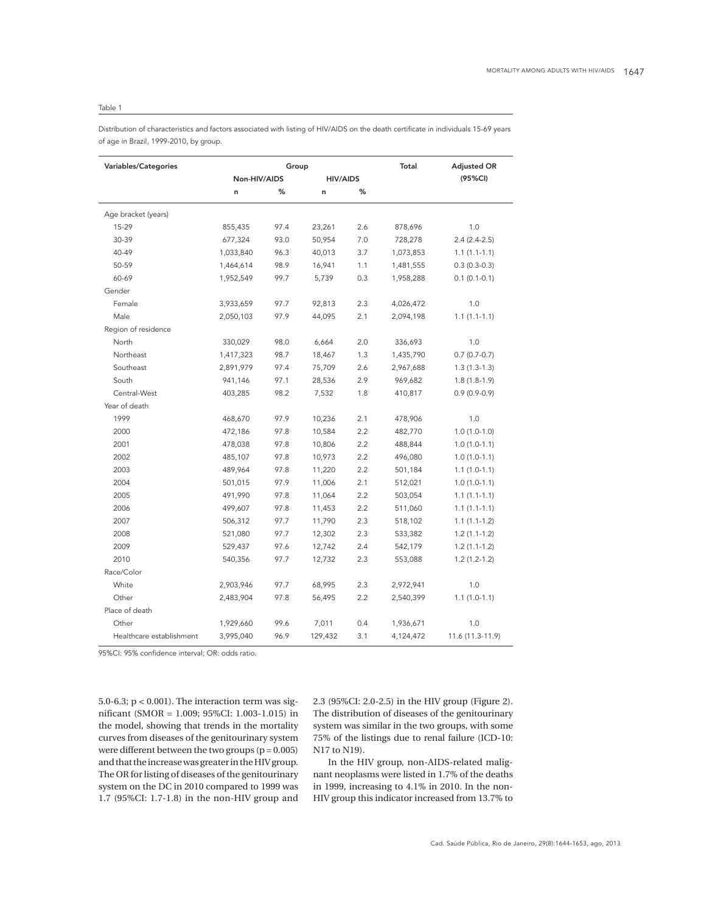Table 1

Distribution of characteristics and factors associated with listing of HIV/AIDS on the death certificate in individuals 15-69 years of age in Brazil, 1999-2010, by group.

| Variables/Categories | Group | | | | Total | Adjusted OR (95%CI) |
|---|---|---|---|---|---|---|
| | Non-HIV/AIDS | | HIV/AIDS | | | |
| | n | % | n | % | | |
| Age bracket (years) | | | | | | |
| 15-29 | 855,435 | 97.4 | 23,261 | 2.6 | 878,696 | 1.0 |
| 30-39 | 677,324 | 93.0 | 50,954 | 7.0 | 728,278 | 2.4 (2.4-2.5) |
| 40-49 | 1,033,840 | 96.3 | 40,013 | 3.7 | 1,073,853 | 1.1 (1.1-1.1) |
| 50-59 | 1,464,614 | 98.9 | 16,941 | 1.1 | 1,481,555 | 0.3 (0.3-0.3) |
| 60-69 | 1,952,549 | 99.7 | 5,739 | 0.3 | 1,958,288 | 0.1 (0.1-0.1) |
| Gender | | | | | | |
| Female | 3,933,659 | 97.7 | 92,813 | 2.3 | 4,026,472 | 1.0 |
| Male | 2,050,103 | 97.9 | 44,095 | 2.1 | 2,094,198 | 1.1 (1.1-1.1) |
| Region of residence | | | | | | |
| North | 330,029 | 98.0 | 6,664 | 2.0 | 336,693 | 1.0 |
| Northeast | 1,417,323 | 98.7 | 18,467 | 1.3 | 1,435,790 | 0.7 (0.7-0.7) |
| Southeast | 2,891,979 | 97.4 | 75,709 | 2.6 | 2,967,688 | 1.3 (1.3-1.3) |
| South | 941,146 | 97.1 | 28,536 | 2.9 | 969,682 | 1.8 (1.8-1.9) |
| Central-West | 403,285 | 98.2 | 7,532 | 1.8 | 410,817 | 0.9 (0.9-0.9) |
| Year of death | | | | | | |
| 1999 | 468,670 | 97.9 | 10,236 | 2.1 | 478,906 | 1.0 |
| 2000 | 472,186 | 97.8 | 10,584 | 2.2 | 482,770 | 1.0 (1.0-1.0) |
| 2001 | 478,038 | 97.8 | 10,806 | 2.2 | 488,844 | 1.0 (1.0-1.1) |
| 2002 | 485,107 | 97.8 | 10,973 | 2.2 | 496,080 | 1.0 (1.0-1.1) |
| 2003 | 489,964 | 97.8 | 11,220 | 2.2 | 501,184 | 1.1 (1.0-1.1) |
| 2004 | 501,015 | 97.9 | 11,006 | 2.1 | 512,021 | 1.0 (1.0-1.1) |
| 2005 | 491,990 | 97.8 | 11,064 | 2.2 | 503,054 | 1.1 (1.1-1.1) |
| 2006 | 499,607 | 97.8 | 11,453 | 2.2 | 511,060 | 1.1 (1.1-1.1) |
| 2007 | 506,312 | 97.7 | 11,790 | 2.3 | 518,102 | 1.1 (1.1-1.2) |
| 2008 | 521,080 | 97.7 | 12,302 | 2.3 | 533,382 | 1.2 (1.1-1.2) |
| 2009 | 529,437 | 97.6 | 12,742 | 2.4 | 542,179 | 1.2 (1.1-1.2) |
| 2010 | 540,356 | 97.7 | 12,732 | 2.3 | 553,088 | 1.2 (1.2-1.2) |
| Race/Color | | | | | | |
| White | 2,903,946 | 97.7 | 68,995 | 2.3 | 2,972,941 | 1.0 |
| Other | 2,483,904 | 97.8 | 56,495 | 2.2 | 2,540,399 | 1.1 (1.0-1.1) |
| Place of death | | | | | | |
| Other | 1,929,660 | 99.6 | 7,011 | 0.4 | 1,936,671 | 1.0 |
| Healthcare establishment | 3,995,040 | 96.9 | 129,432 | 3.1 | 4,124,472 | 11.6 (11.3-11.9) |

95%CI: 95% confidence interval; OR: odds ratio.

5.0-6.3; $p < 0.001$). The interaction term was significant (SMOR = 1.009; 95%CI: 1.003-1.015) in the model, showing that trends in the mortality curves from diseases of the genitourinary system were different between the two groups ($p = 0.005$) and that the increase was greater in the HIV group. The OR for listing of diseases of the genitourinary system on the DC in 2010 compared to 1999 was 1.7 (95%CI: 1.7-1.8) in the non-HIV group and 2.3 (95%CI: 2.0-2.5) in the HIV group (Figure 2). The distribution of diseases of the genitourinary system was similar in the two groups, with some 75% of the listings due to renal failure (ICD-10: N17 to N19).

In the HIV group, non-AIDS-related malignant neoplasms were listed in 1.7% of the deaths in 1999, increasing to 4.1% in 2010. In the non-HIV group this indicator increased from 13.7% to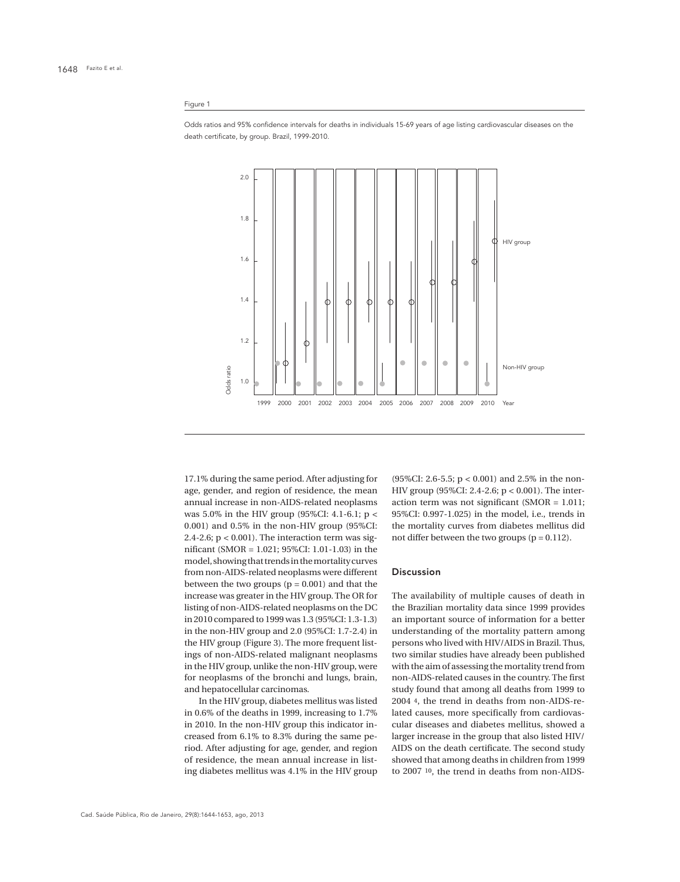Figure 1

Odds ratios and 95% confidence intervals for deaths in individuals 15-69 years of age listing cardiovascular diseases on the death certificate, by group. Brazil, 1999-2010.

17.1% during the same period. After adjusting for age, gender, and region of residence, the mean annual increase in non-AIDS-related neoplasms was 5.0% in the HIV group (95%CI: 4.1-6.1; $p < 0.001$) and 0.5% in the non-HIV group (95%CI: 2.4-2.6; $p < 0.001$). The interaction term was significant (SMOR = 1.021; 95%CI: 1.01-1.03) in the model, showing that trends in the mortality curves from non-AIDS-related neoplasms were different between the two groups ($p = 0.001$) and that the increase was greater in the HIV group. The OR for listing of non-AIDS-related neoplasms on the DC in 2010 compared to 1999 was 1.3 (95%CI: 1.3-1.3) in the non-HIV group and 2.0 (95%CI: 1.7-2.4) in the HIV group (Figure 3). The more frequent listings of non-AIDS-related malignant neoplasms in the HIV group, unlike the non-HIV group, were for neoplasms of the bronchi and lungs, brain, and hepatocellular carcinomas.

In the HIV group, diabetes mellitus was listed in 0.6% of the deaths in 1999, increasing to 1.7% in 2010. In the non-HIV group this indicator increased from 6.1% to 8.3% during the same period. After adjusting for age, gender, and region of residence, the mean annual increase in listing diabetes mellitus was 4.1% in the HIV group (95%CI: 2.6-5.5; $p < 0.001$) and 2.5% in the non-HIV group (95%CI: 2.4-2.6; $p < 0.001$). The interaction term was not significant (SMOR = 1.011; 95%CI: 0.997-1.025) in the model, i.e., trends in the mortality curves from diabetes mellitus did not differ between the two groups ($p = 0.112$).

## Discussion

The availability of multiple causes of death in the Brazilian mortality data since 1999 provides an important source of information for a better understanding of the mortality pattern among persons who lived with HIV/AIDS in Brazil. Thus, two similar studies have already been published with the aim of assessing the mortality trend from non-AIDS-related causes in the country. The first study found that among all deaths from 1999 to 2004 [4], the trend in deaths from non-AIDS-related causes, more specifically from cardiovascular diseases and diabetes mellitus, showed a larger increase in the group that also listed HIV/AIDS on the death certificate. The second study showed that among deaths in children from 1999 to 2007 [10], the trend in deaths from non-AIDS-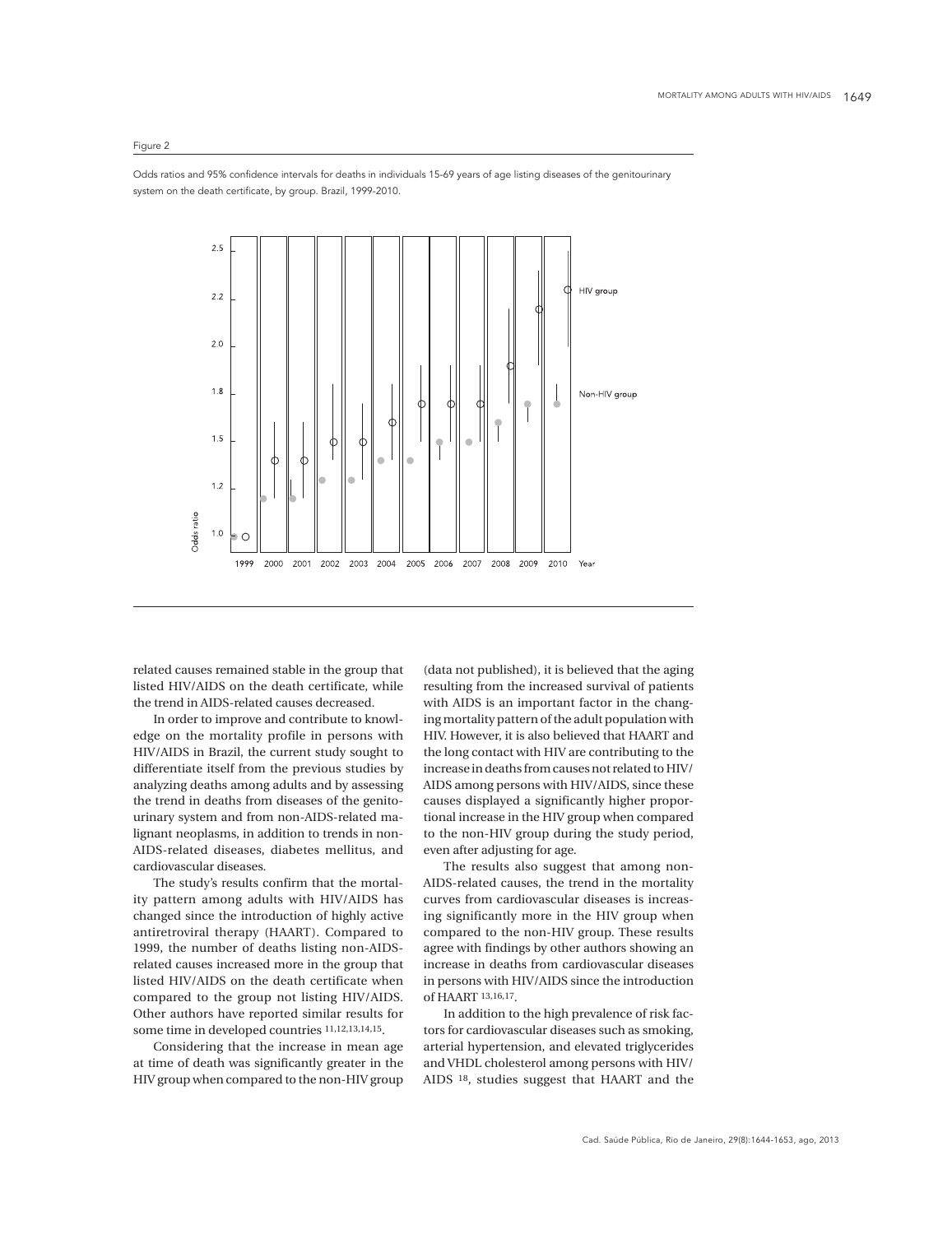Figure 2

Odds ratios and 95% confidence intervals for deaths in individuals 15-69 years of age listing diseases of the genitourinary system on the death certificate, by group. Brazil, 1999-2010.

related causes remained stable in the group that listed HIV/AIDS on the death certificate, while the trend in AIDS-related causes decreased.

In order to improve and contribute to knowledge on the mortality profile in persons with HIV/AIDS in Brazil, the current study sought to differentiate itself from the previous studies by analyzing deaths among adults and by assessing the trend in deaths from diseases of the genitourinary system and from non-AIDS-related malignant neoplasms, in addition to trends in non-AIDS-related diseases, diabetes mellitus, and cardiovascular diseases.

The study's results confirm that the mortality pattern among adults with HIV/AIDS has changed since the introduction of highly active antiretroviral therapy (HAART). Compared to 1999, the number of deaths listing non-AIDS-related causes increased more in the group that listed HIV/AIDS on the death certificate when compared to the group not listing HIV/AIDS. Other authors have reported similar results for some time in developed countries [11,12,13,14,15].

Considering that the increase in mean age at time of death was significantly greater in the HIV group when compared to the non-HIV group (data not published), it is believed that the aging resulting from the increased survival of patients with AIDS is an important factor in the changing mortality pattern of the adult population with HIV. However, it is also believed that HAART and the long contact with HIV are contributing to the increase in deaths from causes not related to HIV/AIDS among persons with HIV/AIDS, since these causes displayed a significantly higher proportional increase in the HIV group when compared to the non-HIV group during the study period, even after adjusting for age.

The results also suggest that among non-AIDS-related causes, the trend in the mortality curves from cardiovascular diseases is increasing significantly more in the HIV group when compared to the non-HIV group. These results agree with findings by other authors showing an increase in deaths from cardiovascular diseases in persons with HIV/AIDS since the introduction of HAART [13,16,17].

In addition to the high prevalence of risk factors for cardiovascular diseases such as smoking, arterial hypertension, and elevated triglycerides and VHDL cholesterol among persons with HIV/AIDS [18], studies suggest that HAART and the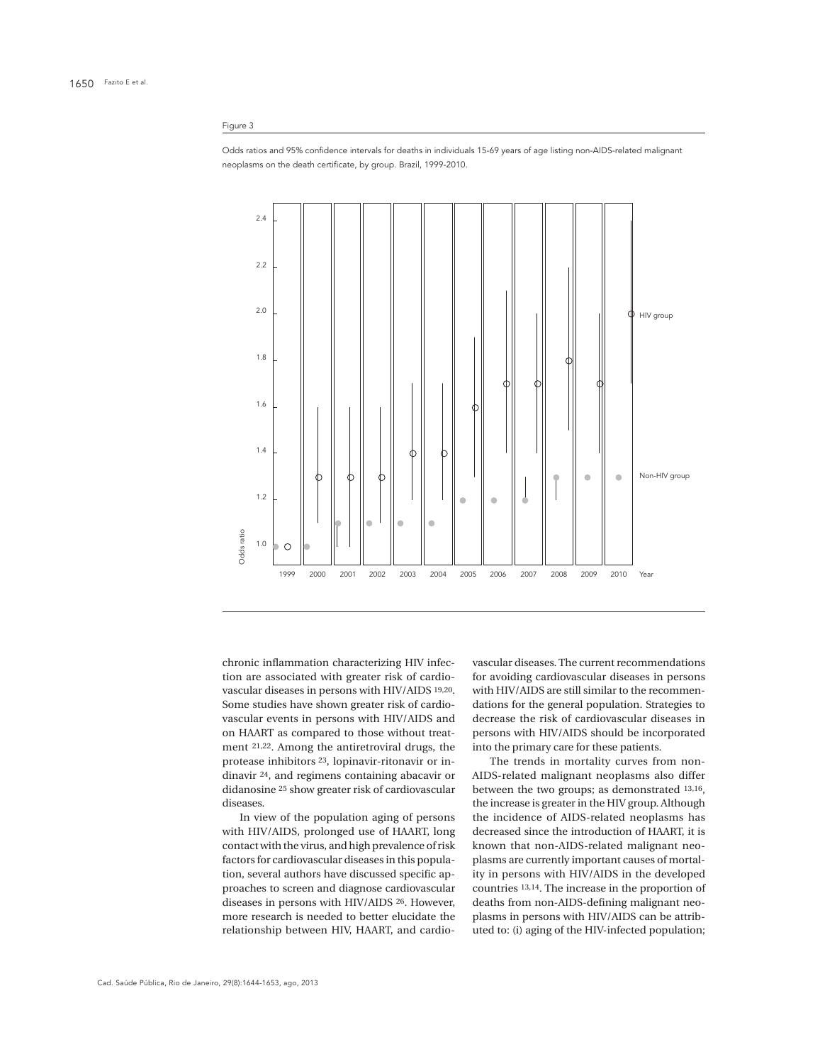Figure 3

Odds ratios and 95% confidence intervals for deaths in individuals 15-69 years of age listing non-AIDS-related malignant neoplasms on the death certificate, by group. Brazil, 1999-2010.

chronic inflammation characterizing HIV infection are associated with greater risk of cardiovascular diseases in persons with HIV/AIDS [19,20]. Some studies have shown greater risk of cardiovascular events in persons with HIV/AIDS and on HAART as compared to those without treatment [21,22]. Among the antiretroviral drugs, the protease inhibitors [23], lopinavir-ritonavir or indinavir [24], and regimens containing abacavir or didanosine [25] show greater risk of cardiovascular diseases.

In view of the population aging of persons with HIV/AIDS, prolonged use of HAART, long contact with the virus, and high prevalence of risk factors for cardiovascular diseases in this population, several authors have discussed specific approaches to screen and diagnose cardiovascular diseases in persons with HIV/AIDS [26]. However, more research is needed to better elucidate the relationship between HIV, HAART, and cardiovascular diseases. The current recommendations for avoiding cardiovascular diseases in persons with HIV/AIDS are still similar to the recommendations for the general population. Strategies to decrease the risk of cardiovascular diseases in persons with HIV/AIDS should be incorporated into the primary care for these patients.

The trends in mortality curves from non-AIDS-related malignant neoplasms also differ between the two groups; as demonstrated [13,16], the increase is greater in the HIV group. Although the incidence of AIDS-related neoplasms has decreased since the introduction of HAART, it is known that non-AIDS-related malignant neoplasms are currently important causes of mortality in persons with HIV/AIDS in the developed countries [13,14]. The increase in the proportion of deaths from non-AIDS-defining malignant neoplasms in persons with HIV/AIDS can be attributed to: (i) aging of the HIV-infected population;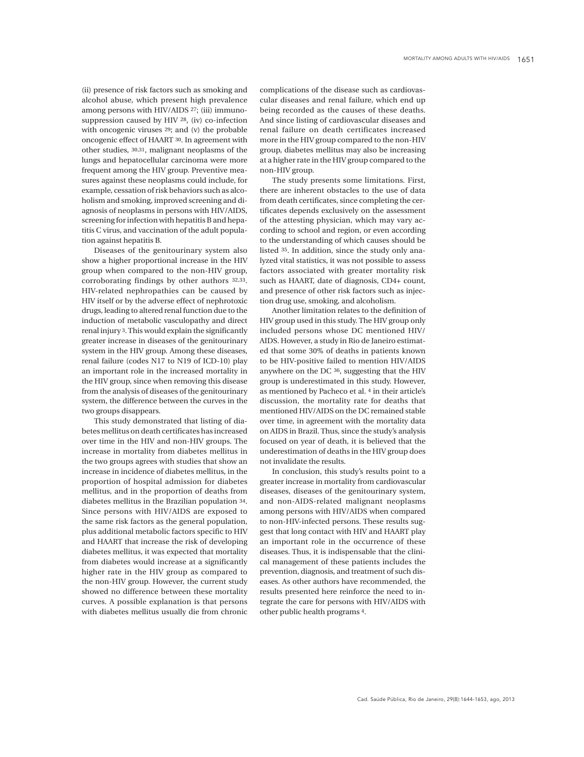(ii) presence of risk factors such as smoking and alcohol abuse, which present high prevalence among persons with HIV/AIDS [27]; (iii) immunosuppression caused by HIV [28], (iv) co-infection with oncogenic viruses [29]; and (v) the probable oncogenic effect of HAART [30]. In agreement with other studies, [30,31], malignant neoplasms of the lungs and hepatocellular carcinoma were more frequent among the HIV group. Preventive measures against these neoplasms could include, for example, cessation of risk behaviors such as alcoholism and smoking, improved screening and diagnosis of neoplasms in persons with HIV/AIDS, screening for infection with hepatitis B and hepatitis C virus, and vaccination of the adult population against hepatitis B.

Diseases of the genitourinary system also show a higher proportional increase in the HIV group when compared to the non-HIV group, corroborating findings by other authors [32,33]. HIV-related nephropathies can be caused by HIV itself or by the adverse effect of nephrotoxic drugs, leading to altered renal function due to the induction of metabolic vasculopathy and direct renal injury [3]. This would explain the significantly greater increase in diseases of the genitourinary system in the HIV group. Among these diseases, renal failure (codes N17 to N19 of ICD-10) play an important role in the increased mortality in the HIV group, since when removing this disease from the analysis of diseases of the genitourinary system, the difference between the curves in the two groups disappears.

This study demonstrated that listing of diabetes mellitus on death certificates has increased over time in the HIV and non-HIV groups. The increase in mortality from diabetes mellitus in the two groups agrees with studies that show an increase in incidence of diabetes mellitus, in the proportion of hospital admission for diabetes mellitus, and in the proportion of deaths from diabetes mellitus in the Brazilian population [34]. Since persons with HIV/AIDS are exposed to the same risk factors as the general population, plus additional metabolic factors specific to HIV and HAART that increase the risk of developing diabetes mellitus, it was expected that mortality from diabetes would increase at a significantly higher rate in the HIV group as compared to the non-HIV group. However, the current study showed no difference between these mortality curves. A possible explanation is that persons with diabetes mellitus usually die from chronic complications of the disease such as cardiovascular diseases and renal failure, which end up being recorded as the causes of these deaths. And since listing of cardiovascular diseases and renal failure on death certificates increased more in the HIV group compared to the non-HIV group, diabetes mellitus may also be increasing at a higher rate in the HIV group compared to the non-HIV group.

The study presents some limitations. First, there are inherent obstacles to the use of data from death certificates, since completing the certificates depends exclusively on the assessment of the attesting physician, which may vary according to school and region, or even according to the understanding of which causes should be listed [35]. In addition, since the study only analyzed vital statistics, it was not possible to assess factors associated with greater mortality risk such as HAART, date of diagnosis, CD4+ count, and presence of other risk factors such as injection drug use, smoking, and alcoholism.

Another limitation relates to the definition of HIV group used in this study. The HIV group only included persons whose DC mentioned HIV/AIDS. However, a study in Rio de Janeiro estimated that some 30% of deaths in patients known to be HIV-positive failed to mention HIV/AIDS anywhere on the DC [36], suggesting that the HIV group is underestimated in this study. However, as mentioned by Pacheco et al. [4] in their article's discussion, the mortality rate for deaths that mentioned HIV/AIDS on the DC remained stable over time, in agreement with the mortality data on AIDS in Brazil. Thus, since the study's analysis focused on year of death, it is believed that the underestimation of deaths in the HIV group does not invalidate the results.

In conclusion, this study's results point to a greater increase in mortality from cardiovascular diseases, diseases of the genitourinary system, and non-AIDS-related malignant neoplasms among persons with HIV/AIDS when compared to non-HIV-infected persons. These results suggest that long contact with HIV and HAART play an important role in the occurrence of these diseases. Thus, it is indispensable that the clinical management of these patients includes the prevention, diagnosis, and treatment of such diseases. As other authors have recommended, the results presented here reinforce the need to integrate the care for persons with HIV/AIDS with other public health programs [4].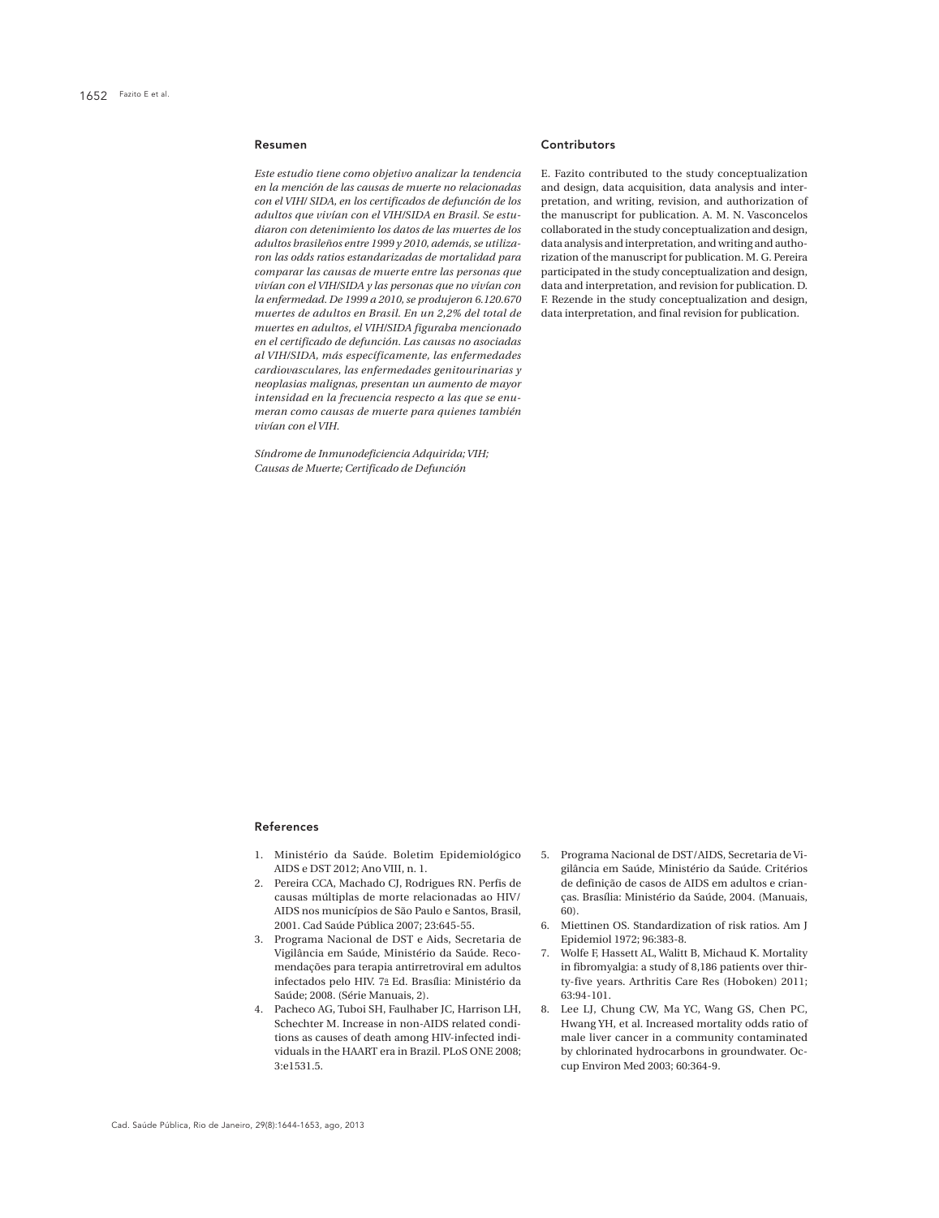## Resumen

*Este estudio tiene como objetivo analizar la tendencia en la mención de las causas de muerte no relacionadas con el VIH/ SIDA, en los certificados de defunción de los adultos que vivían con el VIH/SIDA en Brasil. Se estudiaron con detenimiento los datos de las muertes de los adultos brasileños entre 1999 y 2010, además, se utilizaron las odds ratios estandarizadas de mortalidad para comparar las causas de muerte entre las personas que vivían con el VIH/SIDA y las personas que no vivían con la enfermedad. De 1999 a 2010, se produjeron 6.120.670 muertes de adultos en Brasil. En un 2,2% del total de muertes en adultos, el VIH/SIDA figuraba mencionado en el certificado de defunción. Las causas no asociadas al VIH/SIDA, más específicamente, las enfermedades cardiovasculares, las enfermedades genitourinarias y neoplasias malignas, presentan un aumento de mayor intensidad en la frecuencia respecto a las que se enumeran como causas de muerte para quienes también vivían con el VIH.*

*Síndrome de Inmunodeficiencia Adquirida; VIH; Causas de Muerte; Certificado de Defunción*

## Contributors

E. Fazito contributed to the study conceptualization and design, data acquisition, data analysis and interpretation, and writing, revision, and authorization of the manuscript for publication. A. M. N. Vasconcelos collaborated in the study conceptualization and design, data analysis and interpretation, and writing and authorization of the manuscript for publication. M. G. Pereira participated in the study conceptualization and design, data and interpretation, and revision for publication. D. F. Rezende in the study conceptualization and design, data interpretation, and final revision for publication.

## References

1. Ministério da Saúde. Boletim Epidemiológico AIDS e DST 2012; Ano VIII, n. 1.
2. Pereira CCA, Machado CJ, Rodrigues RN. Perfis de causas múltiplas de morte relacionadas ao HIV/ AIDS nos municípios de São Paulo e Santos, Brasil, 2001. Cad Saúde Pública 2007; 23:645-55.
3. Programa Nacional de DST e Aids, Secretaria de Vigilância em Saúde, Ministério da Saúde. Recomendações para terapia antirretroviral em adultos infectados pelo HIV. 7ª Ed. Brasília: Ministério da Saúde; 2008. (Série Manuais, 2).
4. Pacheco AG, Tuboi SH, Faulhaber JC, Harrison LH, Schechter M. Increase in non-AIDS related conditions as causes of death among HIV-infected individuals in the HAART era in Brazil. PLoS ONE 2008; 3:e1531.5.
5. Programa Nacional de DST/AIDS, Secretaria de Vigilância em Saúde, Ministério da Saúde. Critérios de definição de casos de AIDS em adultos e crianças. Brasília: Ministério da Saúde, 2004. (Manuais, 60).
6. Miettinen OS. Standardization of risk ratios. Am J Epidemiol 1972; 96:383-8.
7. Wolfe F, Hassett AL, Walitt B, Michaud K. Mortality in fibromyalgia: a study of 8,186 patients over thirty-five years. Arthritis Care Res (Hoboken) 2011; 63:94-101.
8. Lee LJ, Chung CW, Ma YC, Wang GS, Chen PC, Hwang YH, et al. Increased mortality odds ratio of male liver cancer in a community contaminated by chlorinated hydrocarbons in groundwater. Occup Environ Med 2003; 60:364-9.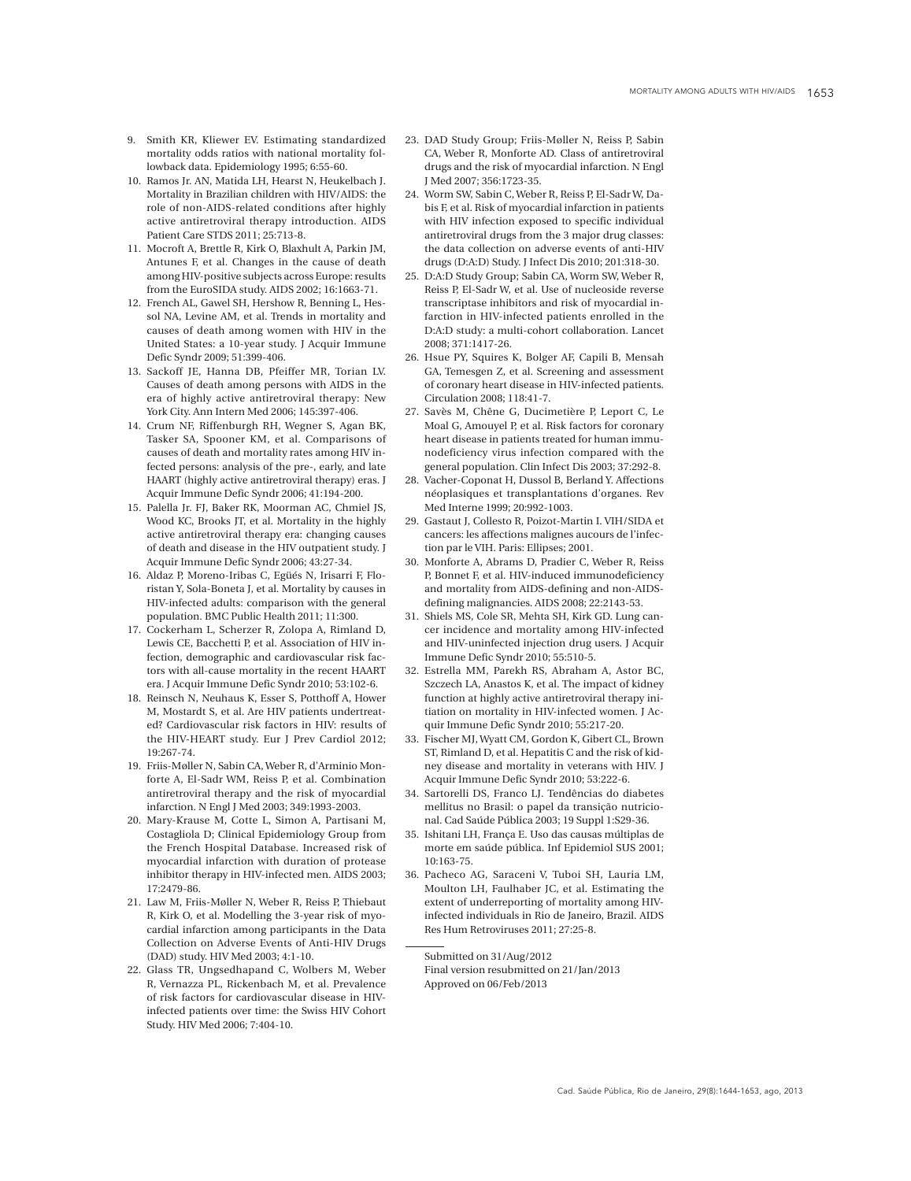9. Smith KR, Kliewer EV. Estimating standardized mortality odds ratios with national mortality followback data. Epidemiology 1995; 6:55-60.
10. Ramos Jr. AN, Matida LH, Hearst N, Heukelbach J. Mortality in Brazilian children with HIV/AIDS: the role of non-AIDS-related conditions after highly active antiretroviral therapy introduction. AIDS Patient Care STDS 2011; 25:713-8.
11. Mocroft A, Brettle R, Kirk O, Blaxhult A, Parkin JM, Antunes F, et al. Changes in the cause of death among HIV-positive subjects across Europe: results from the EuroSIDA study. AIDS 2002; 16:1663-71.
12. French AL, Gawel SH, Hershow R, Benning L, Hessol NA, Levine AM, et al. Trends in mortality and causes of death among women with HIV in the United States: a 10-year study. J Acquir Immune Defic Syndr 2009; 51:399-406.
13. Sackoff JE, Hanna DB, Pfeiffer MR, Torian LV. Causes of death among persons with AIDS in the era of highly active antiretroviral therapy: New York City. Ann Intern Med 2006; 145:397-406.
14. Crum NF, Riffenburgh RH, Wegner S, Agan BK, Tasker SA, Spooner KM, et al. Comparisons of causes of death and mortality rates among HIV infected persons: analysis of the pre-, early, and late HAART (highly active antiretroviral therapy) eras. J Acquir Immune Defic Syndr 2006; 41:194-200.
15. Palella Jr. FJ, Baker RK, Moorman AC, Chmiel JS, Wood KC, Brooks JT, et al. Mortality in the highly active antiretroviral therapy era: changing causes of death and disease in the HIV outpatient study. J Acquir Immune Defic Syndr 2006; 43:27-34.
16. Aldaz P, Moreno-Iribas C, Egüés N, Irisarri F, Floristan Y, Sola-Boneta J, et al. Mortality by causes in HIV-infected adults: comparison with the general population. BMC Public Health 2011; 11:300.
17. Cockerham L, Scherzer R, Zolopa A, Rimland D, Lewis CE, Bacchetti P, et al. Association of HIV infection, demographic and cardiovascular risk factors with all-cause mortality in the recent HAART era. J Acquir Immune Defic Syndr 2010; 53:102-6.
18. Reinsch N, Neuhaus K, Esser S, Potthoff A, Hower M, Mostardt S, et al. Are HIV patients undertreated? Cardiovascular risk factors in HIV: results of the HIV-HEART study. Eur J Prev Cardiol 2012; 19:267-74.
19. Friis-Møller N, Sabin CA, Weber R, d'Arminio Monforte A, El-Sadr WM, Reiss P, et al. Combination antiretroviral therapy and the risk of myocardial infarction. N Engl J Med 2003; 349:1993-2003.
20. Mary-Krause M, Cotte L, Simon A, Partisani M, Costagliola D; Clinical Epidemiology Group from the French Hospital Database. Increased risk of myocardial infarction with duration of protease inhibitor therapy in HIV-infected men. AIDS 2003; 17:2479-86.
21. Law M, Friis-Møller N, Weber R, Reiss P, Thiebaut R, Kirk O, et al. Modelling the 3-year risk of myocardial infarction among participants in the Data Collection on Adverse Events of Anti-HIV Drugs (DAD) study. HIV Med 2003; 4:1-10.
22. Glass TR, Ungsedhapand C, Wolbers M, Weber R, Vernazza PL, Rickenbach M, et al. Prevalence of risk factors for cardiovascular disease in HIV-infected patients over time: the Swiss HIV Cohort Study. HIV Med 2006; 7:404-10.
23. DAD Study Group; Friis-Møller N, Reiss P, Sabin CA, Weber R, Monforte AD. Class of antiretroviral drugs and the risk of myocardial infarction. N Engl J Med 2007; 356:1723-35.
24. Worm SW, Sabin C, Weber R, Reiss P, El-Sadr W, Dabis F, et al. Risk of myocardial infarction in patients with HIV infection exposed to specific individual antiretroviral drugs from the 3 major drug classes: the data collection on adverse events of anti-HIV drugs (D:A:D) Study. J Infect Dis 2010; 201:318-30.
25. D:A:D Study Group; Sabin CA, Worm SW, Weber R, Reiss P, El-Sadr W, et al. Use of nucleoside reverse transcriptase inhibitors and risk of myocardial infarction in HIV-infected patients enrolled in the D:A:D study: a multi-cohort collaboration. Lancet 2008; 371:1417-26.
26. Hsue PY, Squires K, Bolger AF, Capili B, Mensah GA, Temesgen Z, et al. Screening and assessment of coronary heart disease in HIV-infected patients. Circulation 2008; 118:41-7.
27. Savès M, Chêne G, Ducimetière P, Leport C, Le Moal G, Amouyel P, et al. Risk factors for coronary heart disease in patients treated for human immunodeficiency virus infection compared with the general population. Clin Infect Dis 2003; 37:292-8.
28. Vacher-Coponat H, Dussol B, Berland Y. Affections néoplasiques et transplantations d'organes. Rev Med Interne 1999; 20:992-1003.
29. Gastaut J, Collesto R, Poizot-Martin I. VIH/SIDA et cancers: les affections malignes aucours de l'infection par le VIH. Paris: Ellipses; 2001.
30. Monforte A, Abrams D, Pradier C, Weber R, Reiss P, Bonnet F, et al. HIV-induced immunodeficiency and mortality from AIDS-defining and non-AIDS-defining malignancies. AIDS 2008; 22:2143-53.
31. Shiels MS, Cole SR, Mehta SH, Kirk GD. Lung cancer incidence and mortality among HIV-infected and HIV-uninfected injection drug users. J Acquir Immune Defic Syndr 2010; 55:510-5.
32. Estrella MM, Parekh RS, Abraham A, Astor BC, Szczech LA, Anastos K, et al. The impact of kidney function at highly active antiretroviral therapy initiation on mortality in HIV-infected women. J Acquir Immune Defic Syndr 2010; 55:217-20.
33. Fischer MJ, Wyatt CM, Gordon K, Gibert CL, Brown ST, Rimland D, et al. Hepatitis C and the risk of kidney disease and mortality in veterans with HIV. J Acquir Immune Defic Syndr 2010; 53:222-6.
34. Sartorelli DS, Franco LJ. Tendências do diabetes mellitus no Brasil: o papel da transição nutricional. Cad Saúde Pública 2003; 19 Suppl 1:S29-36.
35. Ishitani LH, França E. Uso das causas múltiplas de morte em saúde pública. Inf Epidemiol SUS 2001; 10:163-75.
36. Pacheco AG, Saraceni V, Tuboi SH, Lauria LM, Moulton LH, Faulhaber JC, et al. Estimating the extent of underreporting of mortality among HIV-infected individuals in Rio de Janeiro, Brazil. AIDS Res Hum Retroviruses 2011; 27:25-8.

Submitted on 31/Aug/2012
Final version resubmitted on 21/Jan/2013
Approved on 06/Feb/2013